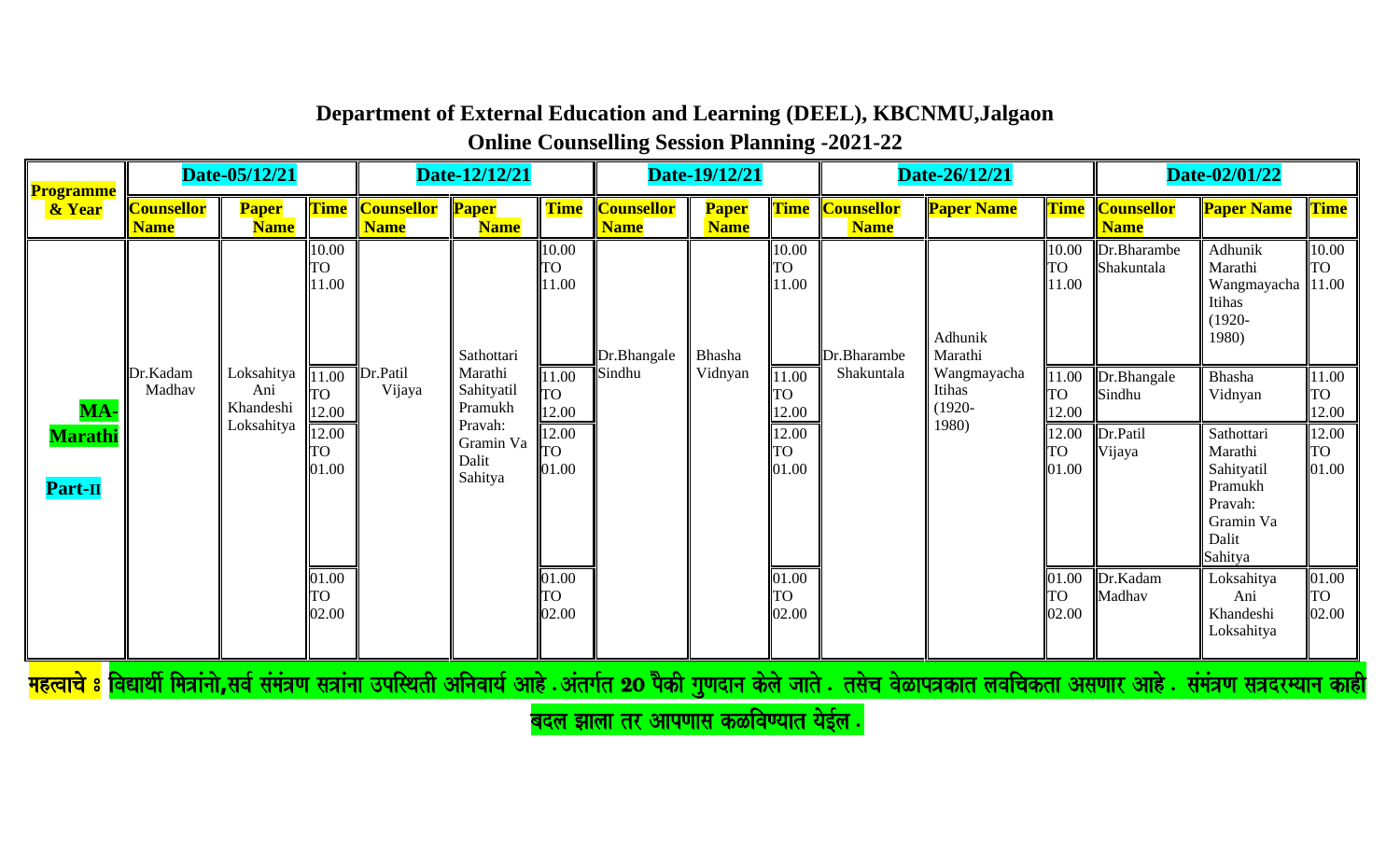# Department of External Education and Learning (DEEL), KBCNMU,Jalgaon

## Online Counselling Session Planning -2021-22

| Programme & Year | Date-05/12/21 | | | Date-12/12/21 | | | Date-19/12/21 | | | Date-26/12/21 | | | Date-02/01/22 | | |
|---|---|---|---|---|---|---|---|---|---|---|---|---|---|---|---|
| | Counsellor Name | Paper Name | Time | Counsellor Name | Paper Name | Time | Counsellor Name | Paper Name | Time | Counsellor Name | Paper Name | Time | Counsellor Name | Paper Name | Time |
| MA-Marathi Part-II | Dr.Kadam Madhav | Loksahitya Ani Khandeshi Loksahitya | 10.00 TO 11.00 | Dr.Patil Vijaya | Sathottari Marathi Sahityatil Pramukh Pravah: Gramin Va Dalit Sahitya | 10.00 TO 11.00 | Dr.Bhangale Sindhu | Bhasha Vidnyan | 10.00 TO 11.00 | Dr.Bharambe Shakuntala | Adhunik Marathi Wangmayacha Itihas (1920-1980) | 10.00 TO 11.00 | Dr.Bharambe Shakuntala | Adhunik Marathi Wangmayacha Itihas (1920-1980) | 10.00 TO 11.00 |
| | | | 11.00 TO 12.00 | | | 11.00 TO 12.00 | | | 11.00 TO 12.00 | | | 11.00 TO 12.00 | Dr.Bhangale Sindhu | Bhasha Vidnyan | 11.00 TO 12.00 |
| | | | 12.00 TO 01.00 | | | 12.00 TO 01.00 | | | 12.00 TO 01.00 | | | 12.00 TO 01.00 | Dr.Patil Vijaya | Sathottari Marathi Sahityatil Pramukh Pravah: Gramin Va Dalit Sahitya | 12.00 TO 01.00 |
| | | | 01.00 TO 02.00 | | | 01.00 TO 02.00 | | | 01.00 TO 02.00 | | | 01.00 TO 02.00 | Dr.Kadam Madhav | Loksahitya Ani Khandeshi Loksahitya | 01.00 TO 02.00 |

महत्वाचे : विद्यार्थी मित्रांनो,सर्व संमंत्रण सत्रांना उपस्थिती अनिवार्य आहे .अंतर्गत 20 पैकी गुणदान केले जाते . तसेच वेळापत्रकात लवचिकता असणार आहे . संमंत्रण सत्रदरम्यान काही बदल झाला तर आपणास कळविण्यात येईल .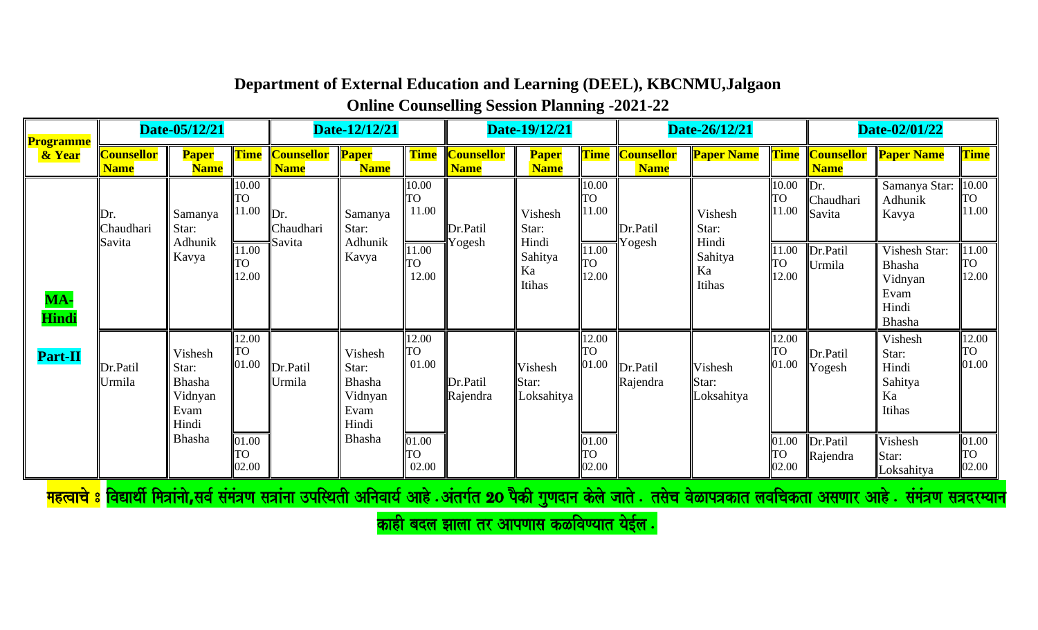**Department of External Education and Learning (DEEL), KBCNMU,Jalgaon**

**Online Counselling Session Planning -2021-22**

| Programme & Year | Date-05/12/21 | | | Date-12/12/21 | | | Date-19/12/21 | | | Date-26/12/21 | | | Date-02/01/22 | | |
|---|---|---|---|---|---|---|---|---|---|---|---|---|---|---|---|
| | **Counsellor Name** | **Paper Name** | **Time** | **Counsellor Name** | **Paper Name** | **Time** | **Counsellor Name** | **Paper Name** | **Time** | **Counsellor Name** | **Paper Name** | **Time** | **Counsellor Name** | **Paper Name** | **Time** |
| **MA-Hindi Part-II** | Dr. Chaudhari Savita | Samanya Star: Adhunik Kavya | 10.00 TO 11.00 | Dr. Chaudhari Savita | Samanya Star: Adhunik Kavya | 10.00 TO 11.00 | Dr.Patil Yogesh | Vishesh Star: Hindi Sahitya Ka Itihas | 10.00 TO 11.00 | Dr.Patil Yogesh | Vishesh Star: Hindi Sahitya Ka Itihas | 10.00 TO 11.00 | Dr. Chaudhari Savita | Samanya Star: Adhunik Kavya | 10.00 TO 11.00 |
| | | | 11.00 TO 12.00 | | | 11.00 TO 12.00 | | | 11.00 TO 12.00 | | | 11.00 TO 12.00 | Dr.Patil Urmila | Vishesh Star: Bhasha Vidnyan Evam Hindi Bhasha | 11.00 TO 12.00 |
| | Dr.Patil Urmila | Vishesh Star: Bhasha Vidnyan Evam Hindi Bhasha | 12.00 TO 01.00 | Dr.Patil Urmila | Vishesh Star: Bhasha Vidnyan Evam Hindi Bhasha | 12.00 TO 01.00 | Dr.Patil Rajendra | Vishesh Star: Loksahitya | 12.00 TO 01.00 | Dr.Patil Rajendra | Vishesh Star: Loksahitya | 12.00 TO 01.00 | Dr.Patil Yogesh | Vishesh Star: Hindi Sahitya Ka Itihas | 12.00 TO 01.00 |
| | | | 01.00 TO 02.00 | | | 01.00 TO 02.00 | | | 01.00 TO 02.00 | | | 01.00 TO 02.00 | Dr.Patil Rajendra | Vishesh Star: Loksahitya | 01.00 TO 02.00 |

महत्वाचे ः विद्यार्थी मित्रांनो,सर्व संमंत्रण सत्रांना उपस्थिती अनिवार्य आहे .अंतर्गत 20 पैकी गुणदान केले जाते . तसेच वेळापत्रकात लवचिकता असणार आहे . संमंत्रण सत्रदरम्यान काही बदल झाला तर आपणास कळविण्यात येईल .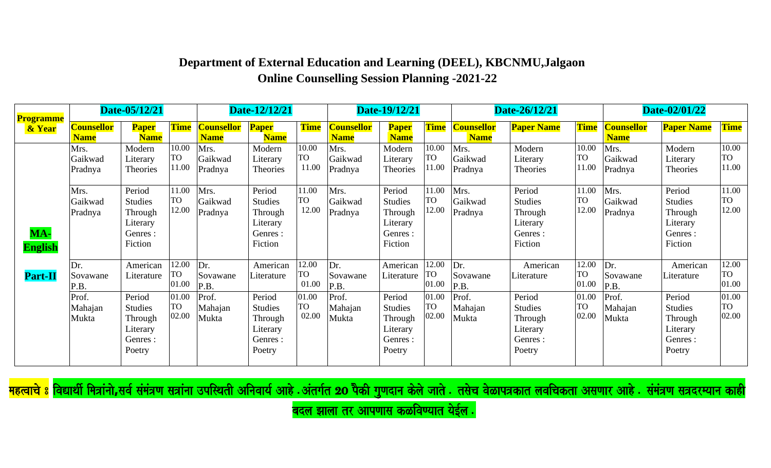## Department of External Education and Learning (DEEL), KBCNMU,Jalgaon
## Online Counselling Session Planning -2021-22

| Programme & Year | Date-05/12/21 | | | Date-12/12/21 | | | Date-19/12/21 | | | Date-26/12/21 | | | Date-02/01/22 | | |
|---|---|---|---|---|---|---|---|---|---|---|---|---|---|---|---|
| | Counsellor Name | Paper Name | Time | Counsellor Name | Paper Name | Time | Counsellor Name | Paper Name | Time | Counsellor Name | Paper Name | Time | Counsellor Name | Paper Name | Time |
| MA-English Part-II | Mrs. Gaikwad Pradnya | Modern Literary Theories | 10.00 TO 11.00 | Mrs. Gaikwad Pradnya | Modern Literary Theories | 10.00 TO 11.00 | Mrs. Gaikwad Pradnya | Modern Literary Theories | 10.00 TO 11.00 | Mrs. Gaikwad Pradnya | Modern Literary Theories | 10.00 TO 11.00 | Mrs. Gaikwad Pradnya | Modern Literary Theories | 10.00 TO 11.00 |
| | Mrs. Gaikwad Pradnya | Period Studies Through Literary Genres : Fiction | 11.00 TO 12.00 | Mrs. Gaikwad Pradnya | Period Studies Through Literary Genres : Fiction | 11.00 TO 12.00 | Mrs. Gaikwad Pradnya | Period Studies Through Literary Genres : Fiction | 11.00 TO 12.00 | Mrs. Gaikwad Pradnya | Period Studies Through Literary Genres : Fiction | 11.00 TO 12.00 | Mrs. Gaikwad Pradnya | Period Studies Through Literary Genres : Fiction | 11.00 TO 12.00 |
| | Dr. Sovawane P.B. | American Literature | 12.00 TO 01.00 | Dr. Sovawane P.B. | American Literature | 12.00 TO 01.00 | Dr. Sovawane P.B. | American Literature | 12.00 TO 01.00 | Dr. Sovawane P.B. | American Literature | 12.00 TO 01.00 | Dr. Sovawane P.B. | American Literature | 12.00 TO 01.00 |
| | Prof. Mahajan Mukta | Period Studies Through Literary Genres : Poetry | 01.00 TO 02.00 | Prof. Mahajan Mukta | Period Studies Through Literary Genres : Poetry | 01.00 TO 02.00 | Prof. Mahajan Mukta | Period Studies Through Literary Genres : Poetry | 01.00 TO 02.00 | Prof. Mahajan Mukta | Period Studies Through Literary Genres : Poetry | 01.00 TO 02.00 | Prof. Mahajan Mukta | Period Studies Through Literary Genres : Poetry | 01.00 TO 02.00 |

महत्वाचे ः विद्यार्थी मित्रांनो,सर्व संमंत्रण सत्रांना उपस्थिती अनिवार्य आहे .अंतर्गत 20 पैकी गुणदान केले जाते . तसेच वेळापत्रकात लवचिकता असणार आहे . संमंत्रण सत्रदरम्यान काही बदल झाला तर आपणास कळविण्यात येईल .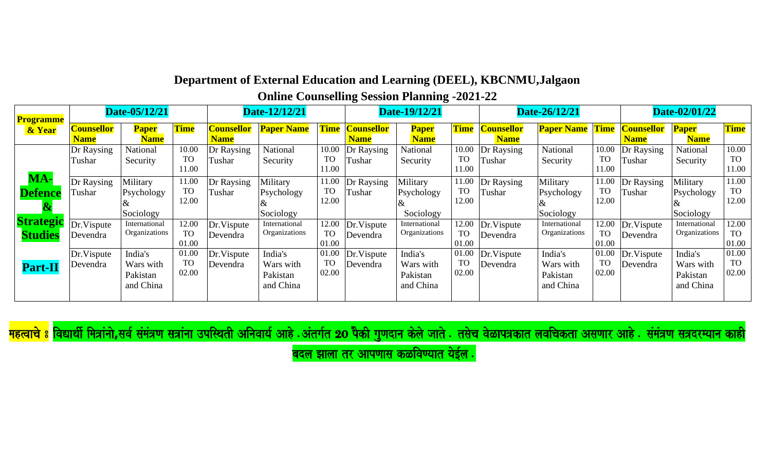## Department of External Education and Learning (DEEL), KBCNMU,Jalgaon

### Online Counselling Session Planning -2021-22

| Programme & Year | Date-05/12/21 | | | Date-12/12/21 | | | Date-19/12/21 | | | Date-26/12/21 | | | Date-02/01/22 | | |
|---|---|---|---|---|---|---|---|---|---|---|---|---|---|---|---|
| | Counsellor Name | Paper Name | Time | Counsellor Name | Paper Name | Time | Counsellor Name | Paper Name | Time | Counsellor Name | Paper Name | Time | Counsellor Name | Paper Name | Time |
| MA-Defence & Strategic Studies Part-II | Dr Raysing Tushar | National Security | 10.00 TO 11.00 | Dr Raysing Tushar | National Security | 10.00 TO 11.00 | Dr Raysing Tushar | National Security | 10.00 TO 11.00 | Dr Raysing Tushar | National Security | 10.00 TO 11.00 | Dr Raysing Tushar | National Security | 10.00 TO 11.00 |
| | Dr Raysing Tushar | Military Psychology & Sociology | 11.00 TO 12.00 | Dr Raysing Tushar | Military Psychology & Sociology | 11.00 TO 12.00 | Dr Raysing Tushar | Military Psychology & Sociology | 11.00 TO 12.00 | Dr Raysing Tushar | Military Psychology & Sociology | 11.00 TO 12.00 | Dr Raysing Tushar | Military Psychology & Sociology | 11.00 TO 12.00 |
| | Dr.Vispute Devendra | International Organizations | 12.00 TO 01.00 | Dr.Vispute Devendra | International Organizations | 12.00 TO 01.00 | Dr.Vispute Devendra | International Organizations | 12.00 TO 01.00 | Dr.Vispute Devendra | International Organizations | 12.00 TO 01.00 | Dr.Vispute Devendra | International Organizations | 12.00 TO 01.00 |
| | Dr.Vispute Devendra | India's Wars with Pakistan and China | 01.00 TO 02.00 | Dr.Vispute Devendra | India's Wars with Pakistan and China | 01.00 TO 02.00 | Dr.Vispute Devendra | India's Wars with Pakistan and China | 01.00 TO 02.00 | Dr.Vispute Devendra | India's Wars with Pakistan and China | 01.00 TO 02.00 | Dr.Vispute Devendra | India's Wars with Pakistan and China | 01.00 TO 02.00 |

**महत्वाचे ៖ विद्यार्थी मित्रांनो,सर्व संमंत्रण सत्रांना उपस्थिती अनिवार्य आहे .अंतर्गत 20 पैकी गुणदान केले जाते . तसेच वेळापत्रकात लवचिकता असणार आहे . संमंत्रण सत्रदरम्यान काही बदल झाला तर आपणास कळविण्यात येईल .**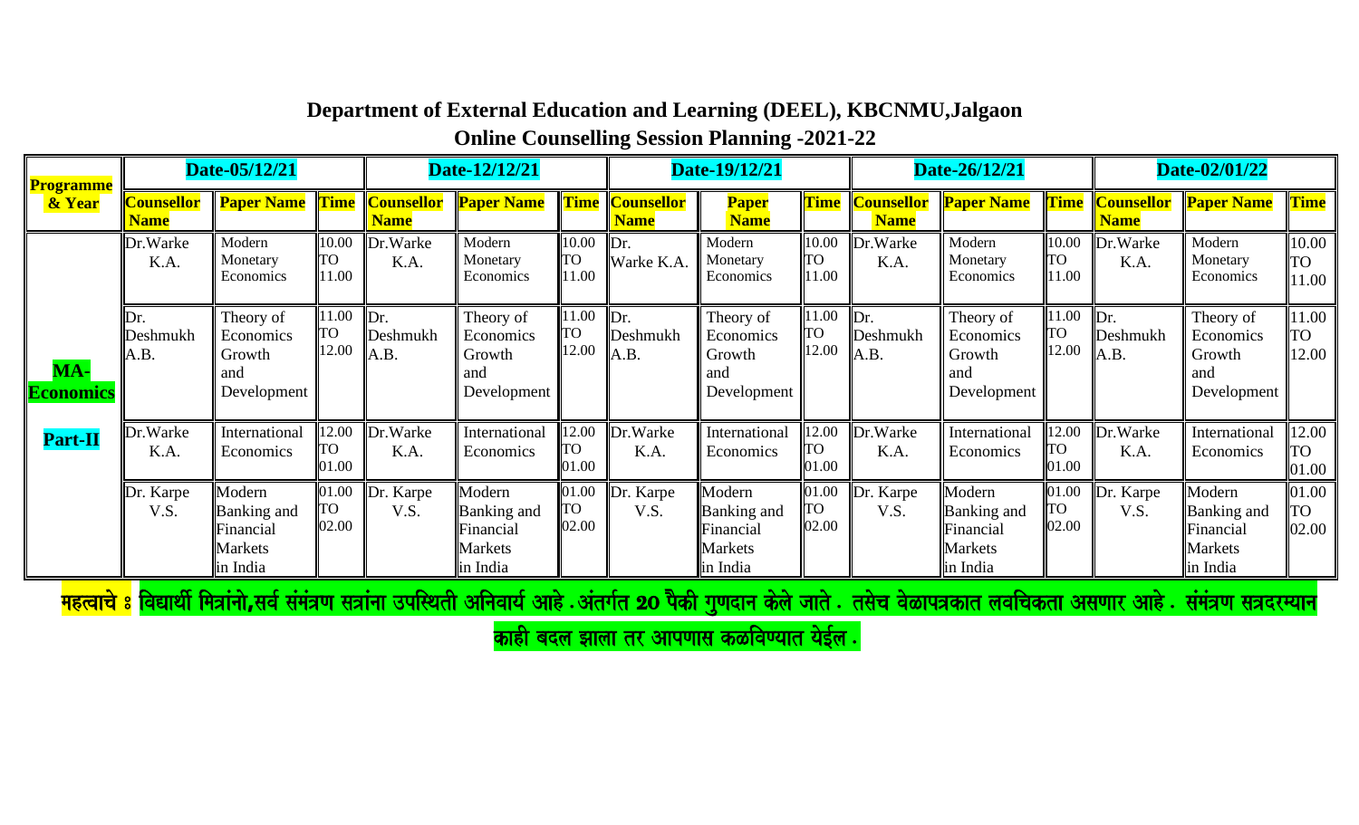# Department of External Education and Learning (DEEL), KBCNMU,Jalgaon

## Online Counselling Session Planning -2021-22

| Programme & Year | Date-05/12/21 | | | Date-12/12/21 | | | Date-19/12/21 | | | Date-26/12/21 | | | Date-02/01/22 | | |
|---|---|---|---|---|---|---|---|---|---|---|---|---|---|---|---|
| | Counsellor Name | Paper Name | Time | Counsellor Name | Paper Name | Time | Counsellor Name | Paper Name | Time | Counsellor Name | Paper Name | Time | Counsellor Name | Paper Name | Time |
| MA-Economics Part-II | Dr.Warke K.A. | Modern Monetary Economics | 10.00 TO 11.00 | Dr.Warke K.A. | Modern Monetary Economics | 10.00 TO 11.00 | Dr. Warke K.A. | Modern Monetary Economics | 10.00 TO 11.00 | Dr.Warke K.A. | Modern Monetary Economics | 10.00 TO 11.00 | Dr.Warke K.A. | Modern Monetary Economics | 10.00 TO 11.00 |
| | Dr. Deshmukh A.B. | Theory of Economics Growth and Development | 11.00 TO 12.00 | Dr. Deshmukh A.B. | Theory of Economics Growth and Development | 11.00 TO 12.00 | Dr. Deshmukh A.B. | Theory of Economics Growth and Development | 11.00 TO 12.00 | Dr. Deshmukh A.B. | Theory of Economics Growth and Development | 11.00 TO 12.00 | Dr. Deshmukh A.B. | Theory of Economics Growth and Development | 11.00 TO 12.00 |
| | Dr.Warke K.A. | International Economics | 12.00 TO 01.00 | Dr.Warke K.A. | International Economics | 12.00 TO 01.00 | Dr.Warke K.A. | International Economics | 12.00 TO 01.00 | Dr.Warke K.A. | International Economics | 12.00 TO 01.00 | Dr.Warke K.A. | International Economics | 12.00 TO 01.00 |
| | Dr. Karpe V.S. | Modern Banking and Financial Markets in India | 01.00 TO 02.00 | Dr. Karpe V.S. | Modern Banking and Financial Markets in India | 01.00 TO 02.00 | Dr. Karpe V.S. | Modern Banking and Financial Markets in India | 01.00 TO 02.00 | Dr. Karpe V.S. | Modern Banking and Financial Markets in India | 01.00 TO 02.00 | Dr. Karpe V.S. | Modern Banking and Financial Markets in India | 01.00 TO 02.00 |

महत्वाचे ः विद्यार्थी मित्रांनो,सर्व संमंत्रण सत्रांना उपस्थिती अनिवार्य आहे .अंतर्गत 20 पैकी गुणदान केले जाते . तसेच वेळापत्रकात लवचिकता असणार आहे . संमंत्रण सत्रदरम्यान काही बदल झाला तर आपणास कळविण्यात येईल .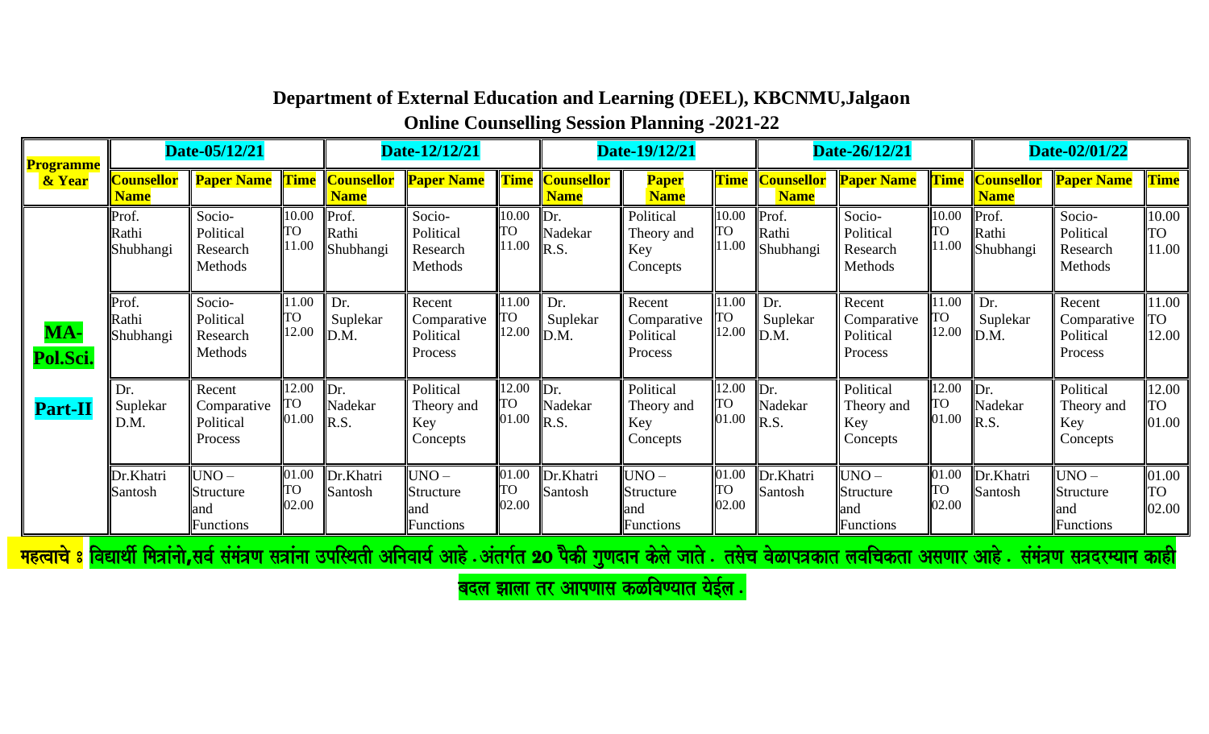**Department of External Education and Learning (DEEL), KBCNMU,Jalgaon**

**Online Counselling Session Planning -2021-22**

| Programme & Year | Date-05/12/21 | | | Date-12/12/21 | | | Date-19/12/21 | | | Date-26/12/21 | | | Date-02/01/22 | | |
|---|---|---|---|---|---|---|---|---|---|---|---|---|---|---|---|
| | Counsellor Name | Paper Name | Time | Counsellor Name | Paper Name | Time | Counsellor Name | Paper Name | Time | Counsellor Name | Paper Name | Time | Counsellor Name | Paper Name | Time |
| MA-Pol.Sci. Part-II | Prof. Rathi Shubhangi | Socio-Political Research Methods | 10.00 TO 11.00 | Prof. Rathi Shubhangi | Socio-Political Research Methods | 10.00 TO 11.00 | Dr. Nadekar R.S. | Political Theory and Key Concepts | 10.00 TO 11.00 | Prof. Rathi Shubhangi | Socio-Political Research Methods | 10.00 TO 11.00 | Prof. Rathi Shubhangi | Socio-Political Research Methods | 10.00 TO 11.00 |
| | Prof. Rathi Shubhangi | Socio-Political Research Methods | 11.00 TO 12.00 | Dr. Suplekar D.M. | Recent Comparative Political Process | 11.00 TO 12.00 | Dr. Suplekar D.M. | Recent Comparative Political Process | 11.00 TO 12.00 | Dr. Suplekar D.M. | Recent Comparative Political Process | 11.00 TO 12.00 | Dr. Suplekar D.M. | Recent Comparative Political Process | 11.00 TO 12.00 |
| | Dr. Suplekar D.M. | Recent Comparative Political Process | 12.00 TO 01.00 | Dr. Nadekar R.S. | Political Theory and Key Concepts | 12.00 TO 01.00 | Dr. Nadekar R.S. | Political Theory and Key Concepts | 12.00 TO 01.00 | Dr. Nadekar R.S. | Political Theory and Key Concepts | 12.00 TO 01.00 | Dr. Nadekar R.S. | Political Theory and Key Concepts | 12.00 TO 01.00 |
| | Dr.Khatri Santosh | UNO – Structure and Functions | 01.00 TO 02.00 | Dr.Khatri Santosh | UNO – Structure and Functions | 01.00 TO 02.00 | Dr.Khatri Santosh | UNO – Structure and Functions | 01.00 TO 02.00 | Dr.Khatri Santosh | UNO – Structure and Functions | 01.00 TO 02.00 | Dr.Khatri Santosh | UNO – Structure and Functions | 01.00 TO 02.00 |

महत्वाचे : विद्यार्थी मित्रांनो,सर्व संमंत्रण सत्रांना उपस्थिती अनिवार्य आहे .अंतर्गत 20 पैकी गुणदान केले जाते . तसेच वेळापत्रकात लवचिकता असणार आहे . संमंत्रण सत्रदरम्यान काही बदल झाला तर आपणास कळविण्यात येईल .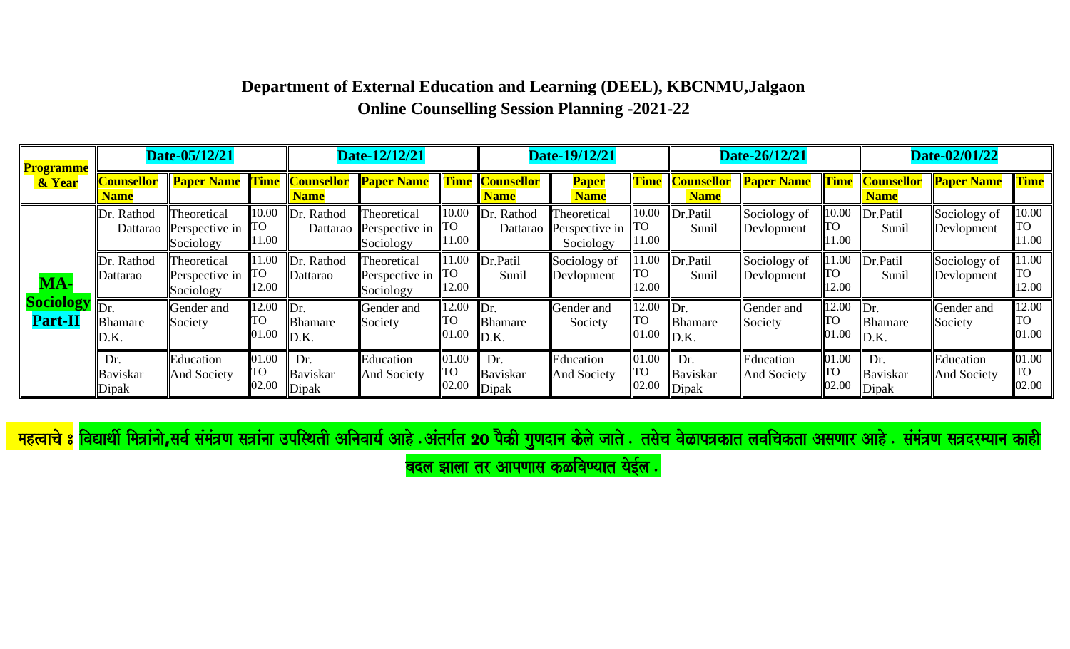**Department of External Education and Learning (DEEL), KBCNMU,Jalgaon**

**Online Counselling Session Planning -2021-22**

| Programme & Year | Date-05/12/21 | | | Date-12/12/21 | | | Date-19/12/21 | | | Date-26/12/21 | | | Date-02/01/22 | | |
|---|---|---|---|---|---|---|---|---|---|---|---|---|---|---|---|
| | Counsellor Name | Paper Name | Time | Counsellor Name | Paper Name | Time | Counsellor Name | Paper Name | Time | Counsellor Name | Paper Name | Time | Counsellor Name | Paper Name | Time |
| MA-Sociology Part-II | Dr. Rathod Dattarao | Theoretical Perspective in Sociology | 10.00 TO 11.00 | Dr. Rathod Dattarao | Theoretical Perspective in Sociology | 10.00 TO 11.00 | Dr. Rathod Dattarao | Theoretical Perspective in Sociology | 10.00 TO 11.00 | Dr.Patil Sunil | Sociology of Devlopment | 10.00 TO 11.00 | Dr.Patil Sunil | Sociology of Devlopment | 10.00 TO 11.00 |
| | Dr. Rathod Dattarao | Theoretical Perspective in Sociology | 11.00 TO 12.00 | Dr. Rathod Dattarao | Theoretical Perspective in Sociology | 11.00 TO 12.00 | Dr.Patil Sunil | Sociology of Devlopment | 11.00 TO 12.00 | Dr.Patil Sunil | Sociology of Devlopment | 11.00 TO 12.00 | Dr.Patil Sunil | Sociology of Devlopment | 11.00 TO 12.00 |
| | Dr. Bhamare D.K. | Gender and Society | 12.00 TO 01.00 | Dr. Bhamare D.K. | Gender and Society | 12.00 TO 01.00 | Dr. Bhamare D.K. | Gender and Society | 12.00 TO 01.00 | Dr. Bhamare D.K. | Gender and Society | 12.00 TO 01.00 | Dr. Bhamare D.K. | Gender and Society | 12.00 TO 01.00 |
| | Dr. Baviskar Dipak | Education And Society | 01.00 TO 02.00 | Dr. Baviskar Dipak | Education And Society | 01.00 TO 02.00 | Dr. Baviskar Dipak | Education And Society | 01.00 TO 02.00 | Dr. Baviskar Dipak | Education And Society | 01.00 TO 02.00 | Dr. Baviskar Dipak | Education And Society | 01.00 TO 02.00 |

महत्वाचे ः विद्यार्थी मित्रांनो,सर्व संमंत्रण सत्रांना उपस्थिती अनिवार्य आहे .अंतर्गत 20 पैकी गुणदान केले जाते . तसेच वेळापत्रकात लवचिकता असणार आहे . संमंत्रण सत्रदरम्यान काही बदल झाला तर आपणास कळविण्यात येईल .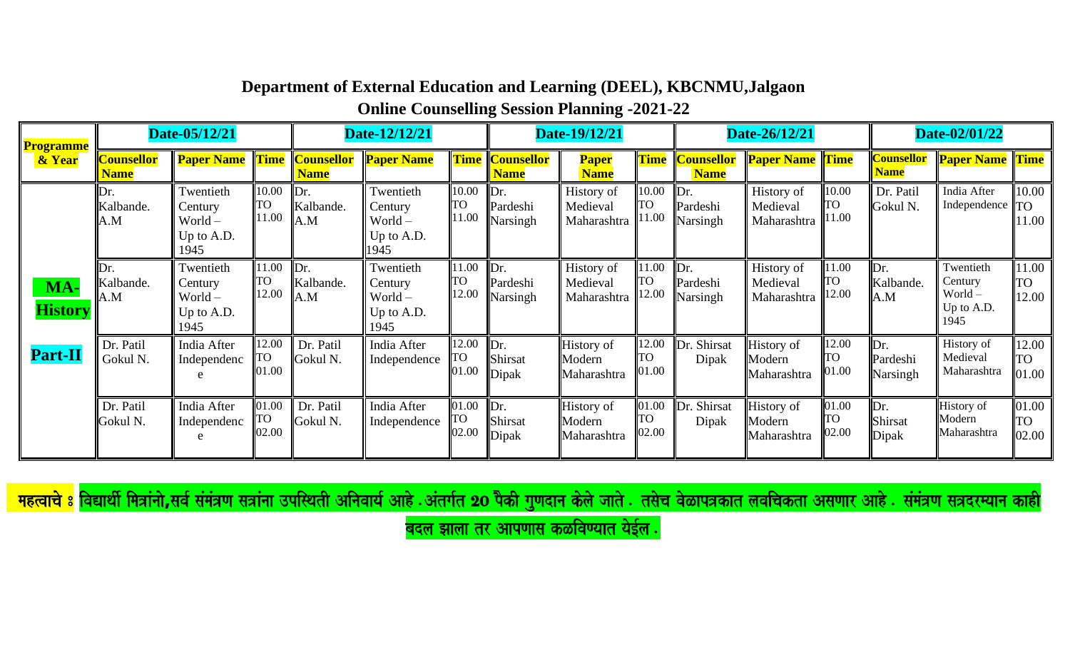# Department of External Education and Learning (DEEL), KBCNMU,Jalgaon

## Online Counselling Session Planning -2021-22

| Programme & Year | Date-05/12/21 | | | Date-12/12/21 | | | Date-19/12/21 | | | Date-26/12/21 | | | Date-02/01/22 | | |
|---|---|---|---|---|---|---|---|---|---|---|---|---|---|---|---|
| | Counsellor Name | Paper Name | Time | Counsellor Name | Paper Name | Time | Counsellor Name | Paper Name | Time | Counsellor Name | Paper Name | Time | Counsellor Name | Paper Name | Time |
| MA-History Part-II | Dr. Kalbande. A.M | Twentieth Century World – Up to A.D. 1945 | 10.00 TO 11.00 | Dr. Kalbande. A.M | Twentieth Century World – Up to A.D. 1945 | 10.00 TO 11.00 | Dr. Pardeshi Narsingh | History of Medieval Maharashtra | 10.00 TO 11.00 | Dr. Pardeshi Narsingh | History of Medieval Maharashtra | 10.00 TO 11.00 | Dr. Patil Gokul N. | India After Independence | 10.00 TO 11.00 |
| | Dr. Kalbande. A.M | Twentieth Century World – Up to A.D. 1945 | 11.00 TO 12.00 | Dr. Kalbande. A.M | Twentieth Century World – Up to A.D. 1945 | 11.00 TO 12.00 | Dr. Pardeshi Narsingh | History of Medieval Maharashtra | 11.00 TO 12.00 | Dr. Pardeshi Narsingh | History of Medieval Maharashtra | 11.00 TO 12.00 | Dr. Kalbande. A.M | Twentieth Century World – Up to A.D. 1945 | 11.00 TO 12.00 |
| | Dr. Patil Gokul N. | India After Independence | 12.00 TO 01.00 | Dr. Patil Gokul N. | India After Independence | 12.00 TO 01.00 | Dr. Shirsat Dipak | History of Modern Maharashtra | 12.00 TO 01.00 | Dr. Shirsat Dipak | History of Modern Maharashtra | 12.00 TO 01.00 | Dr. Pardeshi Narsingh | History of Medieval Maharashtra | 12.00 TO 01.00 |
| | Dr. Patil Gokul N. | India After Independence | 01.00 TO 02.00 | Dr. Patil Gokul N. | India After Independence | 01.00 TO 02.00 | Dr. Shirsat Dipak | History of Modern Maharashtra | 01.00 TO 02.00 | Dr. Shirsat Dipak | History of Modern Maharashtra | 01.00 TO 02.00 | Dr. Shirsat Dipak | History of Modern Maharashtra | 01.00 TO 02.00 |

महत्वाचे : विद्यार्थी मित्रांनो,सर्व संमंत्रण सत्रांना उपस्थिती अनिवार्य आहे .अंतर्गत 20 पैकी गुणदान केले जाते . तसेच वेळापत्रकात लवचिकता असणार आहे . संमंत्रण सत्रादरम्यान काही बदल झाला तर आपणास कळविण्यात येईल .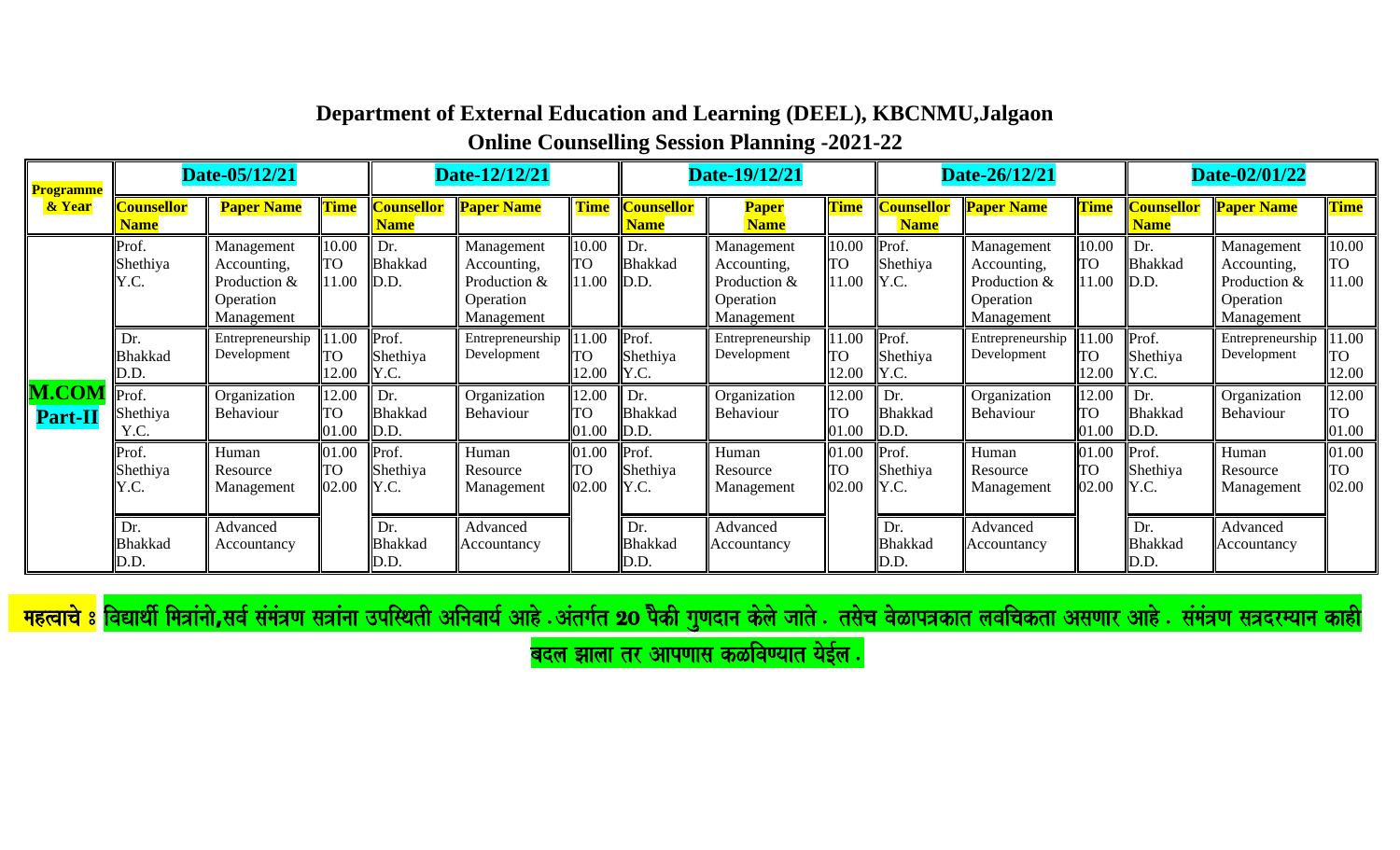## Department of External Education and Learning (DEEL), KBCNMU,Jalgaon

## Online Counselling Session Planning -2021-22

| Programme & Year | Date-05/12/21 | | | Date-12/12/21 | | | Date-19/12/21 | | | Date-26/12/21 | | | Date-02/01/22 | | |
|---|---|---|---|---|---|---|---|---|---|---|---|---|---|---|---|
| | Counsellor Name | Paper Name | Time | Counsellor Name | Paper Name | Time | Counsellor Name | Paper Name | Time | Counsellor Name | Paper Name | Time | Counsellor Name | Paper Name | Time |
| M.COM Part-II | Prof. Shethiya Y.C. | Management Accounting, Production & Operation Management | 10.00 TO 11.00 | Dr. Bhakkad D.D. | Management Accounting, Production & Operation Management | 10.00 TO 11.00 | Dr. Bhakkad D.D. | Management Accounting, Production & Operation Management | 10.00 TO 11.00 | Prof. Shethiya Y.C. | Management Accounting, Production & Operation Management | 10.00 TO 11.00 | Dr. Bhakkad D.D. | Management Accounting, Production & Operation Management | 10.00 TO 11.00 |
| | Dr. Bhakkad D.D. | Entrepreneurship Development | 11.00 TO 12.00 | Prof. Shethiya Y.C. | Entrepreneurship Development | 11.00 TO 12.00 | Prof. Shethiya Y.C. | Entrepreneurship Development | 11.00 TO 12.00 | Prof. Shethiya Y.C. | Entrepreneurship Development | 11.00 TO 12.00 | Prof. Shethiya Y.C. | Entrepreneurship Development | 11.00 TO 12.00 |
| | Prof. Shethiya Y.C. | Organization Behaviour | 12.00 TO 01.00 | Dr. Bhakkad D.D. | Organization Behaviour | 12.00 TO 01.00 | Dr. Bhakkad D.D. | Organization Behaviour | 12.00 TO 01.00 | Dr. Bhakkad D.D. | Organization Behaviour | 12.00 TO 01.00 | Dr. Bhakkad D.D. | Organization Behaviour | 12.00 TO 01.00 |
| | Prof. Shethiya Y.C. | Human Resource Management | 01.00 TO 02.00 | Prof. Shethiya Y.C. | Human Resource Management | 01.00 TO 02.00 | Prof. Shethiya Y.C. | Human Resource Management | 01.00 TO 02.00 | Prof. Shethiya Y.C. | Human Resource Management | 01.00 TO 02.00 | Prof. Shethiya Y.C. | Human Resource Management | 01.00 TO 02.00 |
| | Dr. Bhakkad D.D. | Advanced Accountancy | | Dr. Bhakkad D.D. | Advanced Accountancy | | Dr. Bhakkad D.D. | Advanced Accountancy | | Dr. Bhakkad D.D. | Advanced Accountancy | | Dr. Bhakkad D.D. | Advanced Accountancy | |

**महत्वाचे :** विद्यार्थी मित्रांनो,सर्व संमंत्रण सत्रांना उपस्थिती अनिवार्य आहे .अंतर्गत 20 पैकी गुणदान केले जाते . तसेच वेळापत्रकात लवचिकता असणार आहे . संमंत्रण सत्रदरम्यान काही बदल झाला तर आपणास कळविण्यात येईल .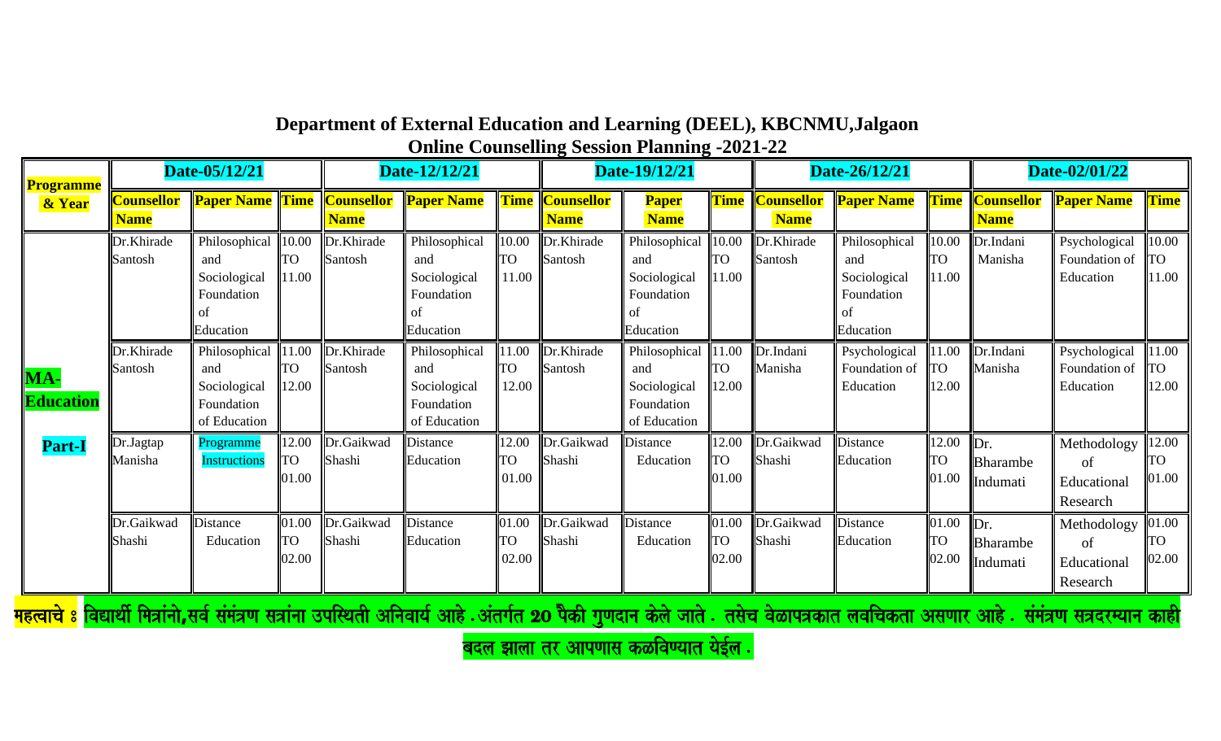# Department of External Education and Learning (DEEL), KBCNMU,Jalgaon

## Online Counselling Session Planning -2021-22

| Programme & Year | Date-05/12/21 | | | Date-12/12/21 | | | Date-19/12/21 | | | Date-26/12/21 | | | Date-02/01/22 | | |
|---|---|---|---|---|---|---|---|---|---|---|---|---|---|---|---|
| | Counsellor Name | Paper Name | Time | Counsellor Name | Paper Name | Time | Counsellor Name | Paper Name | Time | Counsellor Name | Paper Name | Time | Counsellor Name | Paper Name | Time |
| MA-Education Part-I | Dr.Khirade Santosh | Philosophical and Sociological Foundation of Education | 10.00 TO 11.00 | Dr.Khirade Santosh | Philosophical and Sociological Foundation of Education | 10.00 TO 11.00 | Dr.Khirade Santosh | Philosophical and Sociological Foundation of Education | 10.00 TO 11.00 | Dr.Khirade Santosh | Philosophical and Sociological Foundation of Education | 10.00 TO 11.00 | Dr.Indani Manisha | Psychological Foundation of Education | 10.00 TO 11.00 |
| | Dr.Khirade Santosh | Philosophical and Sociological Foundation of Education | 11.00 TO 12.00 | Dr.Khirade Santosh | Philosophical and Sociological Foundation of Education | 11.00 TO 12.00 | Dr.Khirade Santosh | Philosophical and Sociological Foundation of Education | 11.00 TO 12.00 | Dr.Indani Manisha | Psychological Foundation of Education | 11.00 TO 12.00 | Dr.Indani Manisha | Psychological Foundation of Education | 11.00 TO 12.00 |
| | Dr.Jagtap Manisha | Programme Instructions | 12.00 TO 01.00 | Dr.Gaikwad Shashi | Distance Education | 12.00 TO 01.00 | Dr.Gaikwad Shashi | Distance Education | 12.00 TO 01.00 | Dr.Gaikwad Shashi | Distance Education | 12.00 TO 01.00 | Dr. Bharambe Indumati | Methodology of Educational Research | 12.00 TO 01.00 |
| | Dr.Gaikwad Shashi | Distance Education | 01.00 TO 02.00 | Dr.Gaikwad Shashi | Distance Education | 01.00 TO 02.00 | Dr.Gaikwad Shashi | Distance Education | 01.00 TO 02.00 | Dr.Gaikwad Shashi | Distance Education | 01.00 TO 02.00 | Dr. Bharambe Indumati | Methodology of Educational Research | 01.00 TO 02.00 |

महत्वाचे ः विद्यार्थी मित्रांनो,सर्व समंत्रण सत्रांना उपस्थिती अनिवार्य आहे .अंतर्गत 20 पैकी गुणदान केले जाते . तसेच वेळापत्रकात लवचिकता असणार आहे . समंत्रण सत्रदरम्यान काही बदल झाला तर आपणास कळविण्यात येईल .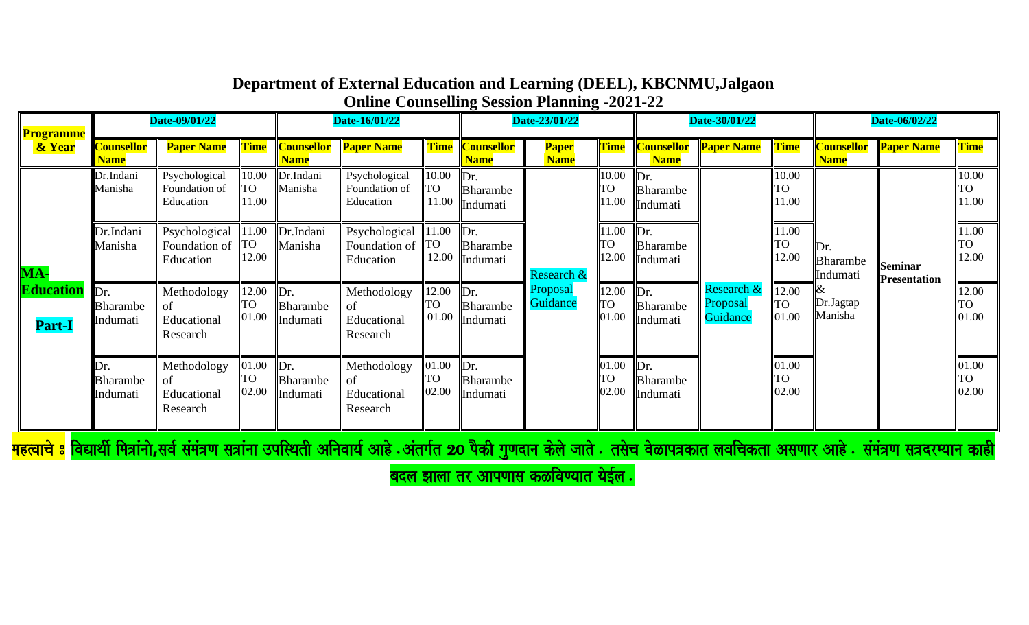**Department of External Education and Learning (DEEL), KBCNMU,Jalgaon**
**Online Counselling Session Planning -2021-22**

| Programme & Year | Date-09/01/22 | | | Date-16/01/22 | | | Date-23/01/22 | | | Date-30/01/22 | | | Date-06/02/22 | | |
|---|---|---|---|---|---|---|---|---|---|---|---|---|---|---|---|
| | Counsellor Name | Paper Name | Time | Counsellor Name | Paper Name | Time | Counsellor Name | Paper Name | Time | Counsellor Name | Paper Name | Time | Counsellor Name | Paper Name | Time |
| MA-Education Part-I | Dr.Indani Manisha | Psychological Foundation of Education | 10.00 TO 11.00 | Dr.Indani Manisha | Psychological Foundation of Education | 10.00 TO 11.00 | Dr. Bharambe Indumati | Research & Proposal Guidance | 10.00 TO 11.00 | Dr. Bharambe Indumati | Research & Proposal Guidance | 10.00 TO 11.00 | Dr. Bharambe Indumati & Dr.Jagtap Manisha | Seminar Presentation | 10.00 TO 11.00 |
| | Dr.Indani Manisha | Psychological Foundation of Education | 11.00 TO 12.00 | Dr.Indani Manisha | Psychological Foundation of Education | 11.00 TO 12.00 | Dr. Bharambe Indumati | | 11.00 TO 12.00 | Dr. Bharambe Indumati | | 11.00 TO 12.00 | | | 11.00 TO 12.00 |
| | Dr. Bharambe Indumati | Methodology of Educational Research | 12.00 TO 01.00 | Dr. Bharambe Indumati | Methodology of Educational Research | 12.00 TO 01.00 | Dr. Bharambe Indumati | | 12.00 TO 01.00 | Dr. Bharambe Indumati | | 12.00 TO 01.00 | | | 12.00 TO 01.00 |
| | Dr. Bharambe Indumati | Methodology of Educational Research | 01.00 TO 02.00 | Dr. Bharambe Indumati | Methodology of Educational Research | 01.00 TO 02.00 | Dr. Bharambe Indumati | | 01.00 TO 02.00 | Dr. Bharambe Indumati | | 01.00 TO 02.00 | | | 01.00 TO 02.00 |

महत्वाचे ः विद्यार्थी मित्रांनो,सर्व संमंत्रण सत्रांना उपस्थिती अनिवार्य आहे .अंतर्गत 20 पैकी गुणदान केले जाते . तसेच वेळापत्रकात लवचिकता असणार आहे . संमंत्रण सत्रदरम्यान काही बदल झाला तर आपणास कळविण्यात येईल .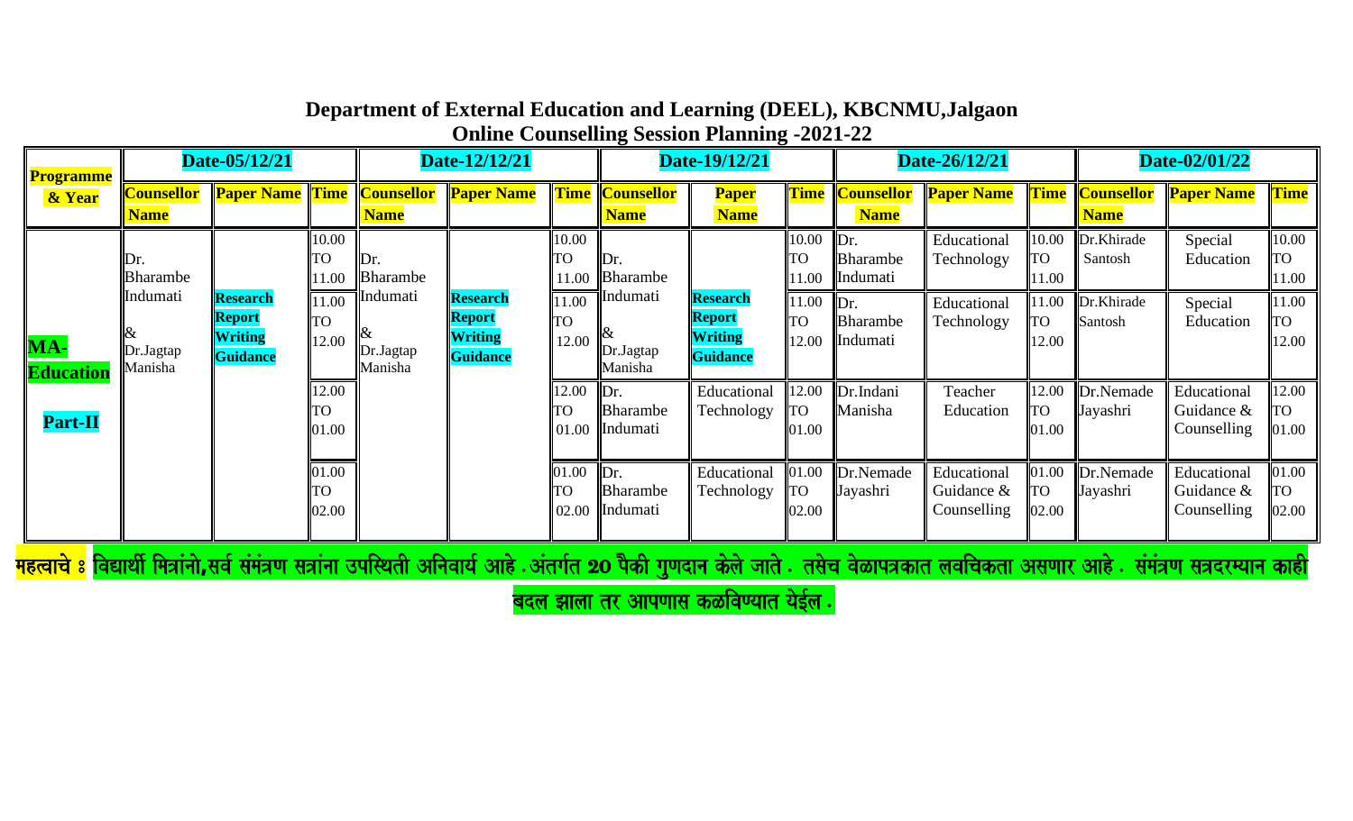# Department of External Education and Learning (DEEL), KBCNMU,Jalgaon

## Online Counselling Session Planning -2021-22

| Programme & Year | Date-05/12/21 | | | Date-12/12/21 | | | Date-19/12/21 | | | Date-26/12/21 | | | Date-02/01/22 | | |
|---|---|---|---|---|---|---|---|---|---|---|---|---|---|---|---|
| | Counsellor Name | Paper Name | Time | Counsellor Name | Paper Name | Time | Counsellor Name | Paper Name | Time | Counsellor Name | Paper Name | Time | Counsellor Name | Paper Name | Time |
| MA-Education Part-II | Dr. Bharambe Indumati & Dr.Jagtap Manisha | Research Report Writing Guidance | 10.00 TO 11.00 | Dr. Bharambe Indumati & Dr.Jagtap Manisha | Research Report Writing Guidance | 10.00 TO 11.00 | Dr. Bharambe Indumati & Dr.Jagtap Manisha | Research Report Writing Guidance | 10.00 TO 11.00 | Dr. Bharambe Indumati | Educational Technology | 10.00 TO 11.00 | Dr.Khirade Santosh | Special Education | 10.00 TO 11.00 |
| | | | 11.00 TO 12.00 | | | 11.00 TO 12.00 | | | 11.00 TO 12.00 | Dr. Bharambe Indumati | Educational Technology | 11.00 TO 12.00 | Dr.Khirade Santosh | Special Education | 11.00 TO 12.00 |
| | | | 12.00 TO 01.00 | | | 12.00 TO 01.00 | Dr. Bharambe Indumati | Educational Technology | 12.00 TO 01.00 | Dr.Indani Manisha | Teacher Education | 12.00 TO 01.00 | Dr.Nemade Jayashri | Educational Guidance & Counselling | 12.00 TO 01.00 |
| | | | 01.00 TO 02.00 | | | 01.00 TO 02.00 | Dr. Bharambe Indumati | Educational Technology | 01.00 TO 02.00 | Dr.Nemade Jayashri | Educational Guidance & Counselling | 01.00 TO 02.00 | Dr.Nemade Jayashri | Educational Guidance & Counselling | 01.00 TO 02.00 |

**महत्वाचे ः** विद्यार्थी मित्रांनो,सर्व संमंत्रण सत्रांना उपस्थिती अनिवार्य आहे .अंतर्गत 20 पैकी गुणदान केले जाते . तसेच वेळापत्रकात लवचिकता असणार आहे . संमंत्रण सत्रदरम्यान काही बदल झाला तर आपणास कळविण्यात येईल .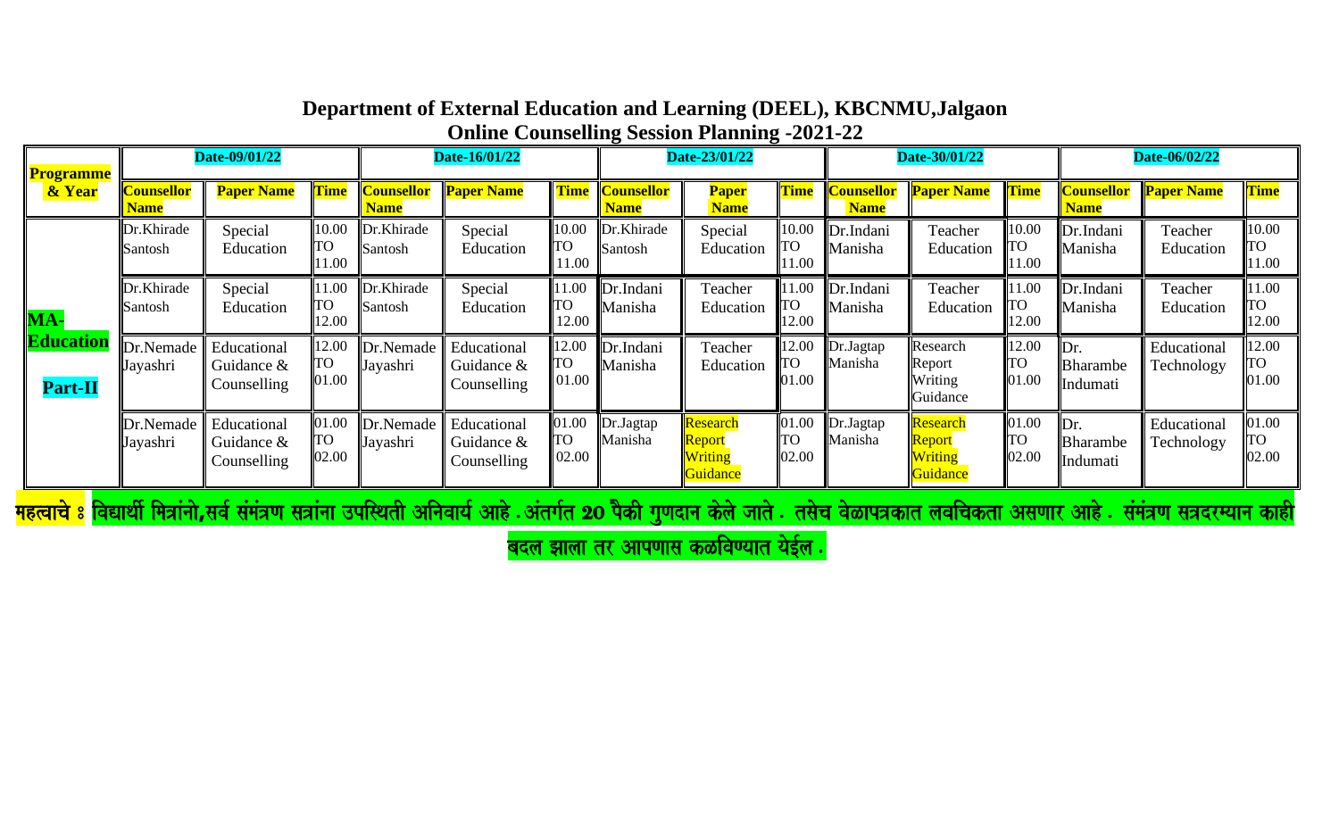## Department of External Education and Learning (DEEL), KBCNMU,Jalgaon
## Online Counselling Session Planning -2021-22

| Programme & Year | Date-09/01/22 | | | Date-16/01/22 | | | Date-23/01/22 | | | Date-30/01/22 | | | Date-06/02/22 | | |
|---|---|---|---|---|---|---|---|---|---|---|---|---|---|---|---|
| | Counsellor Name | Paper Name | Time | Counsellor Name | Paper Name | Time | Counsellor Name | Paper Name | Time | Counsellor Name | Paper Name | Time | Counsellor Name | Paper Name | Time |
| MA-Education Part-II | Dr.Khirade Santosh | Special Education | 10.00 TO 11.00 | Dr.Khirade Santosh | Special Education | 10.00 TO 11.00 | Dr.Khirade Santosh | Special Education | 10.00 TO 11.00 | Dr.Indani Manisha | Teacher Education | 10.00 TO 11.00 | Dr.Indani Manisha | Teacher Education | 10.00 TO 11.00 |
| | Dr.Khirade Santosh | Special Education | 11.00 TO 12.00 | Dr.Khirade Santosh | Special Education | 11.00 TO 12.00 | Dr.Indani Manisha | Teacher Education | 11.00 TO 12.00 | Dr.Indani Manisha | Teacher Education | 11.00 TO 12.00 | Dr.Indani Manisha | Teacher Education | 11.00 TO 12.00 |
| | Dr.Nemade Jayashri | Educational Guidance & Counselling | 12.00 TO 01.00 | Dr.Nemade Jayashri | Educational Guidance & Counselling | 12.00 TO 01.00 | Dr.Indani Manisha | Teacher Education | 12.00 TO 01.00 | Dr.Jagtap Manisha | Research Report Writing Guidance | 12.00 TO 01.00 | Dr. Bharambe Indumati | Educational Technology | 12.00 TO 01.00 |
| | Dr.Nemade Jayashri | Educational Guidance & Counselling | 01.00 TO 02.00 | Dr.Nemade Jayashri | Educational Guidance & Counselling | 01.00 TO 02.00 | Dr.Jagtap Manisha | Research Report Writing Guidance | 01.00 TO 02.00 | Dr.Jagtap Manisha | Research Report Writing Guidance | 01.00 TO 02.00 | Dr. Bharambe Indumati | Educational Technology | 01.00 TO 02.00 |

महत्वाचे : विद्यार्थी मित्रांनो,सर्व संमंत्रण सत्रांना उपस्थिती अनिवार्य आहे .अंतर्गत 20 पैकी गुणदान केले जाते . तसेच वेळापत्रकात लवचिकता असणार आहे . संमंत्रण सत्रदरम्यान काही बदल झाला तर आपणास कळविण्यात येईल .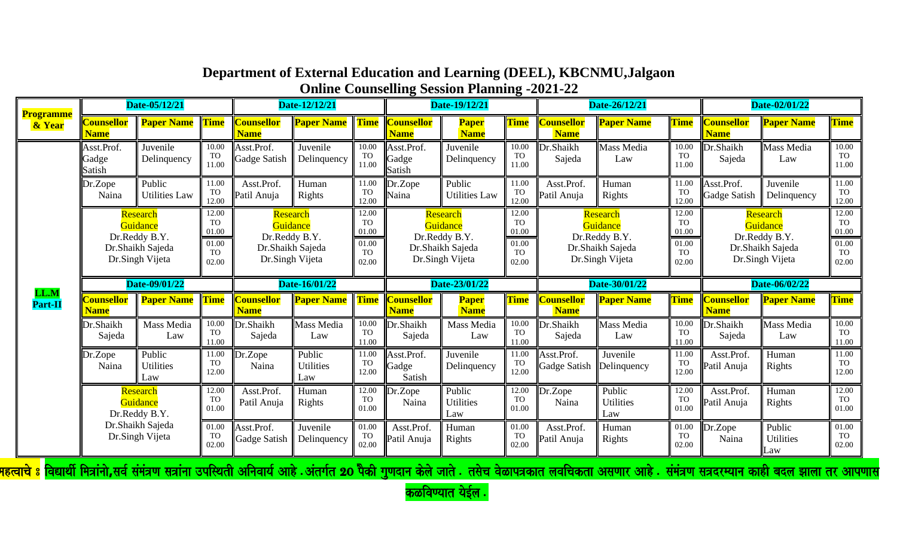## Department of External Education and Learning (DEEL), KBCNMU,Jalgaon

## Online Counselling Session Planning -2021-22

| Programme & Year | Date-05/12/21 | | | Date-12/12/21 | | | Date-19/12/21 | | | Date-26/12/21 | | | Date-02/01/22 | | |
|---|---|---|---|---|---|---|---|---|---|---|---|---|---|---|---|
| | Counsellor Name | Paper Name | Time | Counsellor Name | Paper Name | Time | Counsellor Name | Paper Name | Time | Counsellor Name | Paper Name | Time | Counsellor Name | Paper Name | Time |
| LL.M Part-II | Asst.Prof. Gadge Satish | Juvenile Delinquency | 10.00 TO 11.00 | Asst.Prof. Gadge Satish | Juvenile Delinquency | 10.00 TO 11.00 | Asst.Prof. Gadge Satish | Juvenile Delinquency | 10.00 TO 11.00 | Dr.Shaikh Sajeda | Mass Media Law | 10.00 TO 11.00 | Dr.Shaikh Sajeda | Mass Media Law | 10.00 TO 11.00 |
| | Dr.Zope Naina | Public Utilities Law | 11.00 TO 12.00 | Asst.Prof. Patil Anuja | Human Rights | 11.00 TO 12.00 | Dr.Zope Naina | Public Utilities Law | 11.00 TO 12.00 | Asst.Prof. Patil Anuja | Human Rights | 11.00 TO 12.00 | Asst.Prof. Gadge Satish | Juvenile Delinquency | 11.00 TO 12.00 |
| | Research Guidance Dr.Reddy B.Y. Dr.Shaikh Sajeda Dr.Singh Vijeta | | 12.00 TO 01.00 | Research Guidance Dr.Reddy B.Y. Dr.Shaikh Sajeda Dr.Singh Vijeta | | 12.00 TO 01.00 | Research Guidance Dr.Reddy B.Y. Dr.Shaikh Sajeda Dr.Singh Vijeta | | 12.00 TO 01.00 | Research Guidance Dr.Reddy B.Y. Dr.Shaikh Sajeda Dr.Singh Vijeta | | 12.00 TO 01.00 | Research Guidance Dr.Reddy B.Y. Dr.Shaikh Sajeda Dr.Singh Vijeta | | 12.00 TO 01.00 |
| | | | 01.00 TO 02.00 | | | 01.00 TO 02.00 | | | 01.00 TO 02.00 | | | 01.00 TO 02.00 | | | 01.00 TO 02.00 |
| | Date-09/01/22 | | | Date-16/01/22 | | | Date-23/01/22 | | | Date-30/01/22 | | | Date-06/02/22 | | |
| | Counsellor Name | Paper Name | Time | Counsellor Name | Paper Name | Time | Counsellor Name | Paper Name | Time | Counsellor Name | Paper Name | Time | Counsellor Name | Paper Name | Time |
| | Dr.Shaikh Sajeda | Mass Media Law | 10.00 TO 11.00 | Dr.Shaikh Sajeda | Mass Media Law | 10.00 TO 11.00 | Dr.Shaikh Sajeda | Mass Media Law | 10.00 TO 11.00 | Dr.Shaikh Sajeda | Mass Media Law | 10.00 TO 11.00 | Dr.Shaikh Sajeda | Mass Media Law | 10.00 TO 11.00 |
| | Dr.Zope Naina | Public Utilities Law | 11.00 TO 12.00 | Dr.Zope Naina | Public Utilities Law | 11.00 TO 12.00 | Asst.Prof. Gadge Satish | Juvenile Delinquency | 11.00 TO 12.00 | Asst.Prof. Gadge Satish | Juvenile Delinquency | 11.00 TO 12.00 | Asst.Prof. Patil Anuja | Human Rights | 11.00 TO 12.00 |
| | Research Guidance Dr.Reddy B.Y. Dr.Shaikh Sajeda Dr.Singh Vijeta | | 12.00 TO 01.00 | Asst.Prof. Patil Anuja | Human Rights | 12.00 TO 01.00 | Dr.Zope Naina | Public Utilities Law | 12.00 TO 01.00 | Dr.Zope Naina | Public Utilities Law | 12.00 TO 01.00 | Asst.Prof. Patil Anuja | Human Rights | 12.00 TO 01.00 |
| | | | 01.00 TO 02.00 | Asst.Prof. Gadge Satish | Juvenile Delinquency | 01.00 TO 02.00 | Asst.Prof. Patil Anuja | Human Rights | 01.00 TO 02.00 | Asst.Prof. Patil Anuja | Human Rights | 01.00 TO 02.00 | Dr.Zope Naina | Public Utilities Law | 01.00 TO 02.00 |

महत्वाचे ः विद्यार्थी मित्रांनो,सर्व संमंत्रण सत्रांना उपस्थिती अनिवार्य आहे .अंतर्गत 20 पैकी गुणदान केले जाते . तसेच वेळापत्रकात लवचिकता असणार आहे . संमंत्रण सत्रदरम्यान काही बदल झाला तर आपणास कळविण्यात येईल .